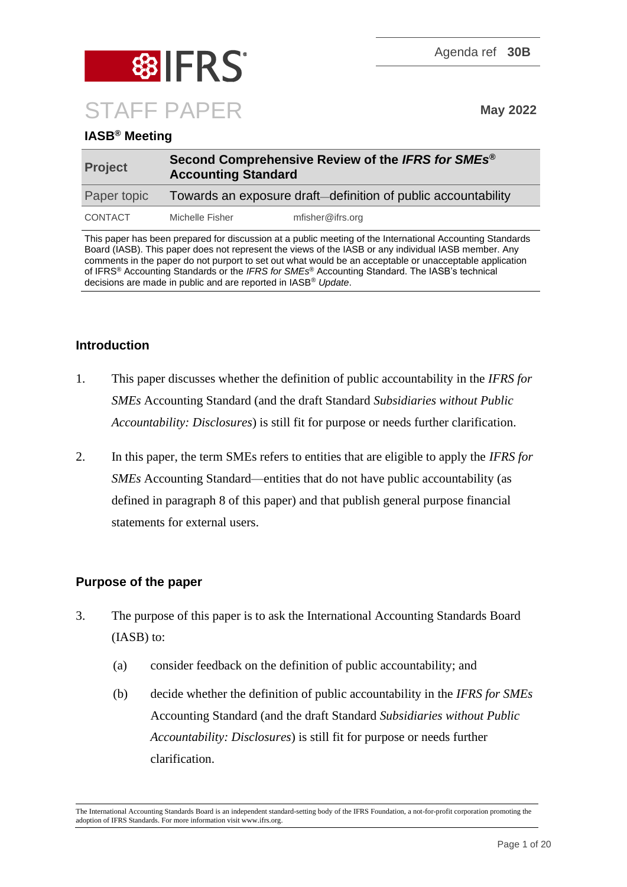Agenda ref **30B**

# STAFF PAPER

**May 2022**

## IASB® Meeting

| **Project** | **Second Comprehensive Review of the *IFRS for SMEs*® Accounting Standard** | |
|---|---|---|
| Paper topic | Towards an exposure draft—definition of public accountability | |
| CONTACT | Michelle Fisher | mfisher@ifrs.org |

This paper has been prepared for discussion at a public meeting of the International Accounting Standards Board (IASB). This paper does not represent the views of the IASB or any individual IASB member. Any comments in the paper do not purport to set out what would be an acceptable or unacceptable application of IFRS® Accounting Standards or the *IFRS for SMEs*® Accounting Standard. The IASB's technical decisions are made in public and are reported in IASB® *Update*.

## Introduction

1. This paper discusses whether the definition of public accountability in the *IFRS for SMEs* Accounting Standard (and the draft Standard *Subsidiaries without Public Accountability: Disclosures*) is still fit for purpose or needs further clarification.

2. In this paper, the term SMEs refers to entities that are eligible to apply the *IFRS for SMEs* Accounting Standard—entities that do not have public accountability (as defined in paragraph 8 of this paper) and that publish general purpose financial statements for external users.

## Purpose of the paper

3. The purpose of this paper is to ask the International Accounting Standards Board (IASB) to:

   (a) consider feedback on the definition of public accountability; and

   (b) decide whether the definition of public accountability in the *IFRS for SMEs* Accounting Standard (and the draft Standard *Subsidiaries without Public Accountability: Disclosures*) is still fit for purpose or needs further clarification.

The International Accounting Standards Board is an independent standard-setting body of the IFRS Foundation, a not-for-profit corporation promoting the adoption of IFRS Standards. For more information visit www.ifrs.org.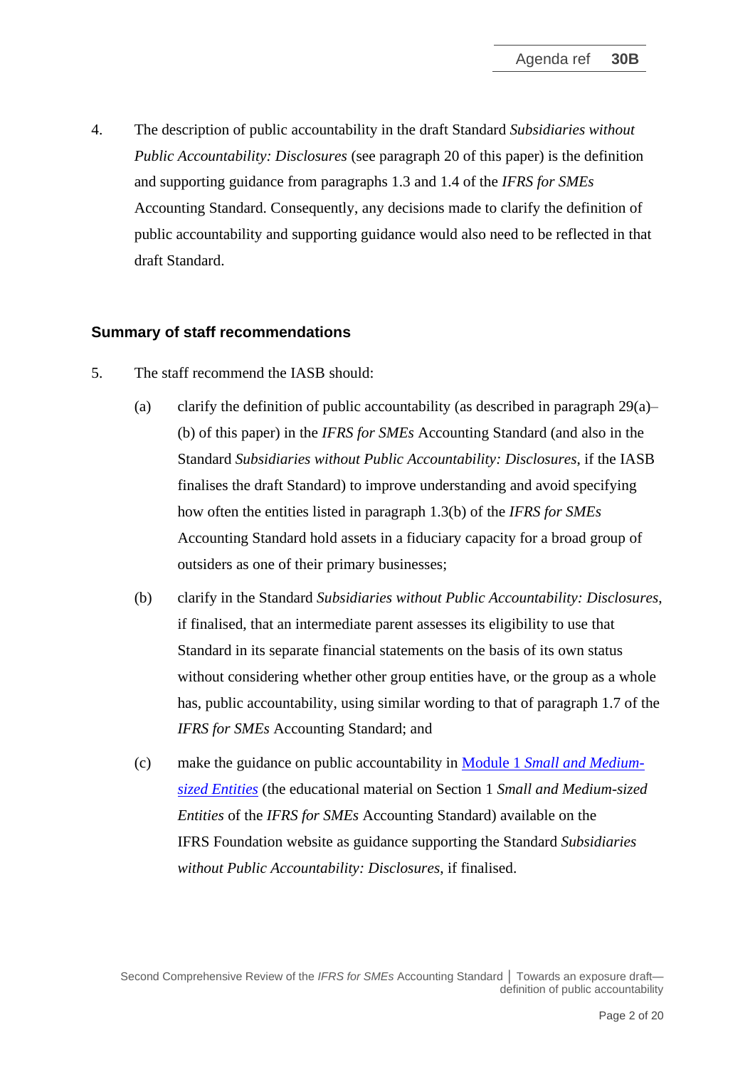4. The description of public accountability in the draft Standard *Subsidiaries without Public Accountability: Disclosures* (see paragraph 20 of this paper) is the definition and supporting guidance from paragraphs 1.3 and 1.4 of the *IFRS for SMEs* Accounting Standard. Consequently, any decisions made to clarify the definition of public accountability and supporting guidance would also need to be reflected in that draft Standard.

## Summary of staff recommendations

5. The staff recommend the IASB should:

   (a) clarify the definition of public accountability (as described in paragraph 29(a)–(b) of this paper) in the *IFRS for SMEs* Accounting Standard (and also in the Standard *Subsidiaries without Public Accountability: Disclosures*, if the IASB finalises the draft Standard) to improve understanding and avoid specifying how often the entities listed in paragraph 1.3(b) of the *IFRS for SMEs* Accounting Standard hold assets in a fiduciary capacity for a broad group of outsiders as one of their primary businesses;

   (b) clarify in the Standard *Subsidiaries without Public Accountability: Disclosures*, if finalised, that an intermediate parent assesses its eligibility to use that Standard in its separate financial statements on the basis of its own status without considering whether other group entities have, or the group as a whole has, public accountability, using similar wording to that of paragraph 1.7 of the *IFRS for SMEs* Accounting Standard; and

   (c) make the guidance on public accountability in Module 1 *Small and Medium-sized Entities* (the educational material on Section 1 *Small and Medium-sized Entities* of the *IFRS for SMEs* Accounting Standard) available on the IFRS Foundation website as guidance supporting the Standard *Subsidiaries without Public Accountability: Disclosures*, if finalised.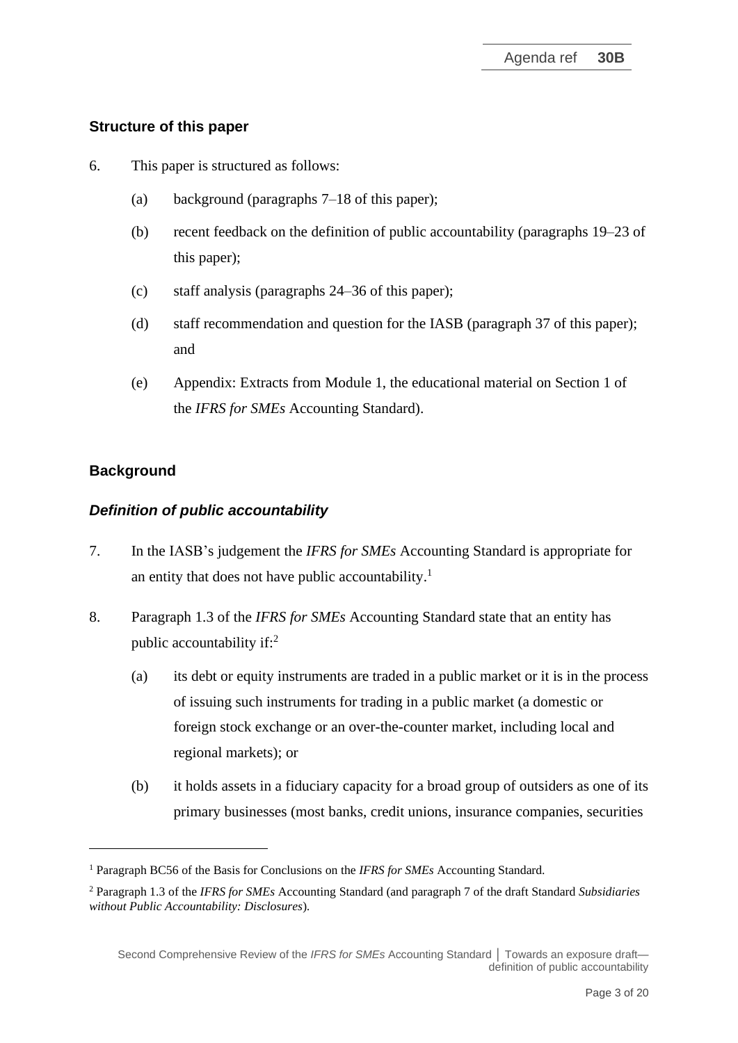## Structure of this paper

6. This paper is structured as follows:

   (a) background (paragraphs 7–18 of this paper);

   (b) recent feedback on the definition of public accountability (paragraphs 19–23 of this paper);

   (c) staff analysis (paragraphs 24–36 of this paper);

   (d) staff recommendation and question for the IASB (paragraph 37 of this paper); and

   (e) Appendix: Extracts from Module 1, the educational material on Section 1 of the *IFRS for SMEs* Accounting Standard).

## Background

### *Definition of public accountability*

7. In the IASB's judgement the *IFRS for SMEs* Accounting Standard is appropriate for an entity that does not have public accountability.[1]

8. Paragraph 1.3 of the *IFRS for SMEs* Accounting Standard state that an entity has public accountability if:[2]

   (a) its debt or equity instruments are traded in a public market or it is in the process of issuing such instruments for trading in a public market (a domestic or foreign stock exchange or an over-the-counter market, including local and regional markets); or

   (b) it holds assets in a fiduciary capacity for a broad group of outsiders as one of its primary businesses (most banks, credit unions, insurance companies, securities

---

[1] Paragraph BC56 of the Basis for Conclusions on the *IFRS for SMEs* Accounting Standard.

[2] Paragraph 1.3 of the *IFRS for SMEs* Accounting Standard (and paragraph 7 of the draft Standard *Subsidiaries without Public Accountability: Disclosures*).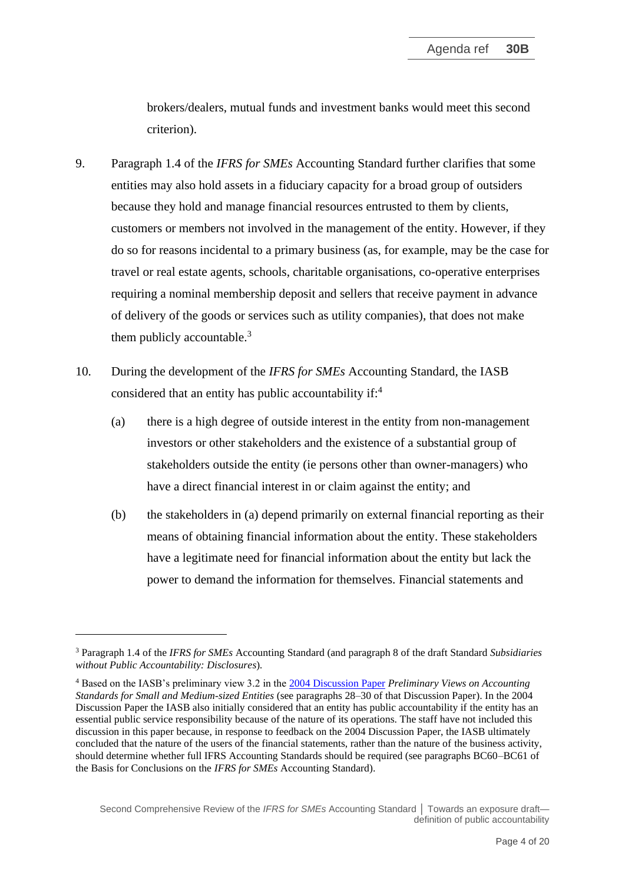brokers/dealers, mutual funds and investment banks would meet this second criterion).

9. Paragraph 1.4 of the *IFRS for SMEs* Accounting Standard further clarifies that some entities may also hold assets in a fiduciary capacity for a broad group of outsiders because they hold and manage financial resources entrusted to them by clients, customers or members not involved in the management of the entity. However, if they do so for reasons incidental to a primary business (as, for example, may be the case for travel or real estate agents, schools, charitable organisations, co-operative enterprises requiring a nominal membership deposit and sellers that receive payment in advance of delivery of the goods or services such as utility companies), that does not make them publicly accountable.[3]

10. During the development of the *IFRS for SMEs* Accounting Standard, the IASB considered that an entity has public accountability if:[4]

    (a) there is a high degree of outside interest in the entity from non-management investors or other stakeholders and the existence of a substantial group of stakeholders outside the entity (ie persons other than owner-managers) who have a direct financial interest in or claim against the entity; and

    (b) the stakeholders in (a) depend primarily on external financial reporting as their means of obtaining financial information about the entity. These stakeholders have a legitimate need for financial information about the entity but lack the power to demand the information for themselves. Financial statements and

---

[3] Paragraph 1.4 of the *IFRS for SMEs* Accounting Standard (and paragraph 8 of the draft Standard *Subsidiaries without Public Accountability: Disclosures*).

[4] Based on the IASB's preliminary view 3.2 in the [2004 Discussion Paper](#) *Preliminary Views on Accounting Standards for Small and Medium-sized Entities* (see paragraphs 28–30 of that Discussion Paper). In the 2004 Discussion Paper the IASB also initially considered that an entity has public accountability if the entity has an essential public service responsibility because of the nature of its operations. The staff have not included this discussion in this paper because, in response to feedback on the 2004 Discussion Paper, the IASB ultimately concluded that the nature of the users of the financial statements, rather than the nature of the business activity, should determine whether full IFRS Accounting Standards should be required (see paragraphs BC60–BC61 of the Basis for Conclusions on the *IFRS for SMEs* Accounting Standard).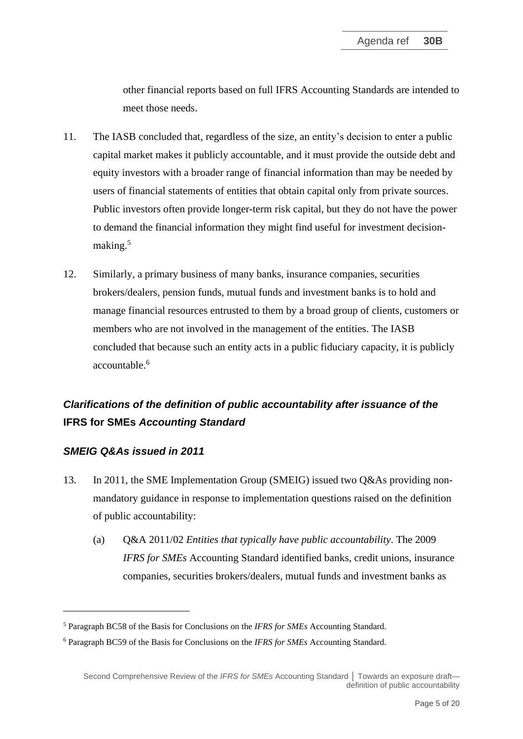other financial reports based on full IFRS Accounting Standards are intended to meet those needs.

11. The IASB concluded that, regardless of the size, an entity's decision to enter a public capital market makes it publicly accountable, and it must provide the outside debt and equity investors with a broader range of financial information than may be needed by users of financial statements of entities that obtain capital only from private sources. Public investors often provide longer-term risk capital, but they do not have the power to demand the financial information they might find useful for investment decision-making.[5]

12. Similarly, a primary business of many banks, insurance companies, securities brokers/dealers, pension funds, mutual funds and investment banks is to hold and manage financial resources entrusted to them by a broad group of clients, customers or members who are not involved in the management of the entities. The IASB concluded that because such an entity acts in a public fiduciary capacity, it is publicly accountable.[6]

## *Clarifications of the definition of public accountability after issuance of the* **IFRS for SMEs** *Accounting Standard*

### *SMEIG Q&As issued in 2011*

13. In 2011, the SME Implementation Group (SMEIG) issued two Q&As providing non-mandatory guidance in response to implementation questions raised on the definition of public accountability:

    (a) Q&A 2011/02 *Entities that typically have public accountability*. The 2009 *IFRS for SMEs* Accounting Standard identified banks, credit unions, insurance companies, securities brokers/dealers, mutual funds and investment banks as

---

[5] Paragraph BC58 of the Basis for Conclusions on the *IFRS for SMEs* Accounting Standard.

[6] Paragraph BC59 of the Basis for Conclusions on the *IFRS for SMEs* Accounting Standard.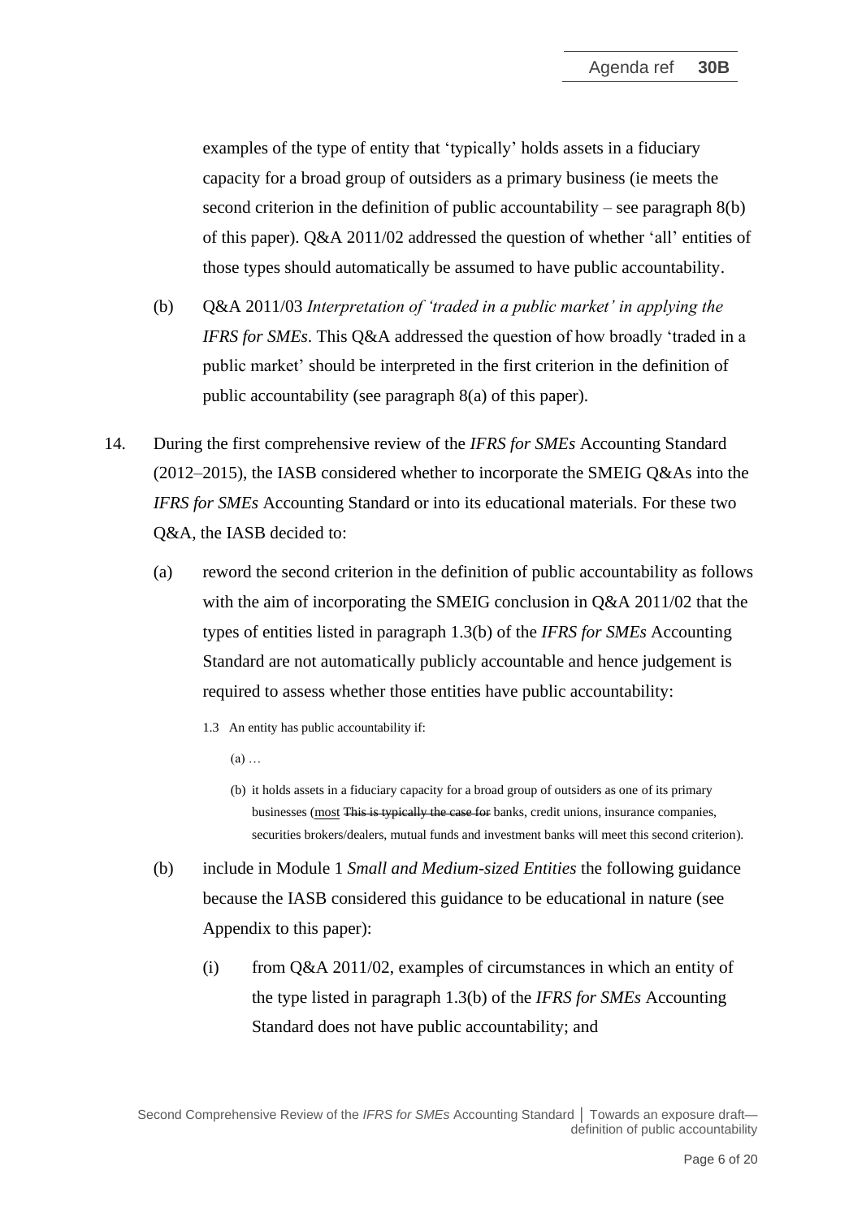examples of the type of entity that 'typically' holds assets in a fiduciary capacity for a broad group of outsiders as a primary business (ie meets the second criterion in the definition of public accountability – see paragraph 8(b) of this paper). Q&A 2011/02 addressed the question of whether 'all' entities of those types should automatically be assumed to have public accountability.

(b) Q&A 2011/03 *Interpretation of 'traded in a public market' in applying the IFRS for SMEs*. This Q&A addressed the question of how broadly 'traded in a public market' should be interpreted in the first criterion in the definition of public accountability (see paragraph 8(a) of this paper).

14. During the first comprehensive review of the *IFRS for SMEs* Accounting Standard (2012–2015), the IASB considered whether to incorporate the SMEIG Q&As into the *IFRS for SMEs* Accounting Standard or into its educational materials. For these two Q&A, the IASB decided to:

   (a) reword the second criterion in the definition of public accountability as follows with the aim of incorporating the SMEIG conclusion in Q&A 2011/02 that the types of entities listed in paragraph 1.3(b) of the *IFRS for SMEs* Accounting Standard are not automatically publicly accountable and hence judgement is required to assess whether those entities have public accountability:

      1.3 An entity has public accountability if:

      (a) …

      (b) it holds assets in a fiduciary capacity for a broad group of outsiders as one of its primary businesses (<u>most</u> ~~This is typically the case for~~ banks, credit unions, insurance companies, securities brokers/dealers, mutual funds and investment banks <u>will meet this second criterion</u>).

   (b) include in Module 1 *Small and Medium-sized Entities* the following guidance because the IASB considered this guidance to be educational in nature (see Appendix to this paper):

      (i) from Q&A 2011/02, examples of circumstances in which an entity of the type listed in paragraph 1.3(b) of the *IFRS for SMEs* Accounting Standard does not have public accountability; and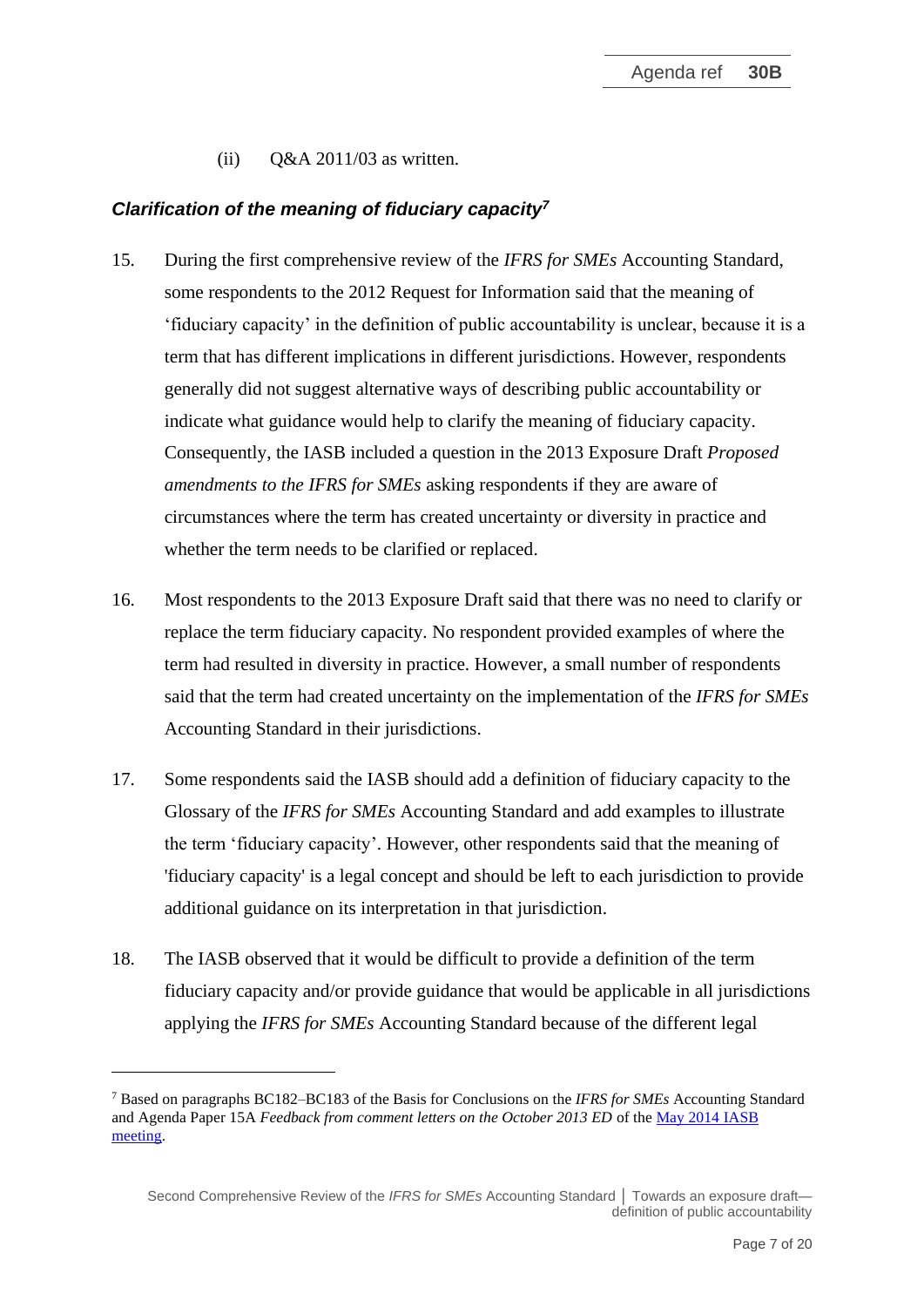(ii) Q&A 2011/03 as written.

### *Clarification of the meaning of fiduciary capacity*[7]

15. During the first comprehensive review of the *IFRS for SMEs* Accounting Standard, some respondents to the 2012 Request for Information said that the meaning of 'fiduciary capacity' in the definition of public accountability is unclear, because it is a term that has different implications in different jurisdictions. However, respondents generally did not suggest alternative ways of describing public accountability or indicate what guidance would help to clarify the meaning of fiduciary capacity. Consequently, the IASB included a question in the 2013 Exposure Draft *Proposed amendments to the IFRS for SMEs* asking respondents if they are aware of circumstances where the term has created uncertainty or diversity in practice and whether the term needs to be clarified or replaced.

16. Most respondents to the 2013 Exposure Draft said that there was no need to clarify or replace the term fiduciary capacity. No respondent provided examples of where the term had resulted in diversity in practice. However, a small number of respondents said that the term had created uncertainty on the implementation of the *IFRS for SMEs* Accounting Standard in their jurisdictions.

17. Some respondents said the IASB should add a definition of fiduciary capacity to the Glossary of the *IFRS for SMEs* Accounting Standard and add examples to illustrate the term 'fiduciary capacity'. However, other respondents said that the meaning of 'fiduciary capacity' is a legal concept and should be left to each jurisdiction to provide additional guidance on its interpretation in that jurisdiction.

18. The IASB observed that it would be difficult to provide a definition of the term fiduciary capacity and/or provide guidance that would be applicable in all jurisdictions applying the *IFRS for SMEs* Accounting Standard because of the different legal

---

[7] Based on paragraphs BC182–BC183 of the Basis for Conclusions on the *IFRS for SMEs* Accounting Standard and Agenda Paper 15A *Feedback from comment letters on the October 2013 ED* of the May 2014 IASB meeting.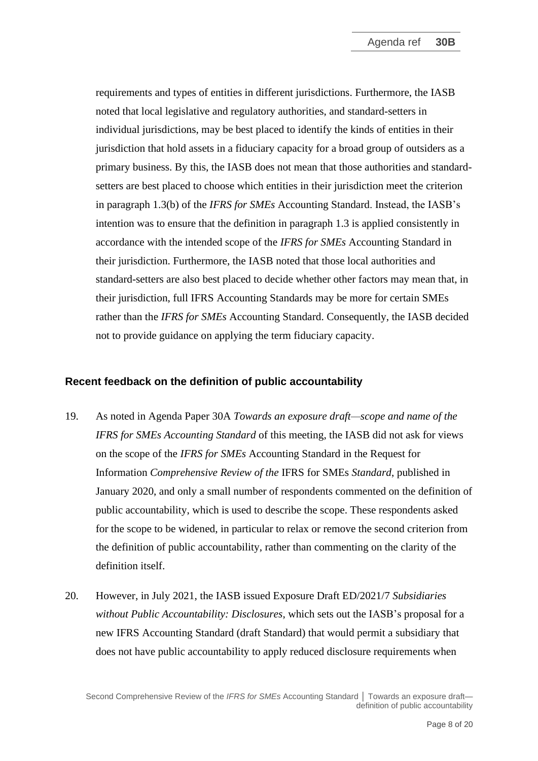requirements and types of entities in different jurisdictions. Furthermore, the IASB noted that local legislative and regulatory authorities, and standard-setters in individual jurisdictions, may be best placed to identify the kinds of entities in their jurisdiction that hold assets in a fiduciary capacity for a broad group of outsiders as a primary business. By this, the IASB does not mean that those authorities and standard-setters are best placed to choose which entities in their jurisdiction meet the criterion in paragraph 1.3(b) of the *IFRS for SMEs* Accounting Standard. Instead, the IASB's intention was to ensure that the definition in paragraph 1.3 is applied consistently in accordance with the intended scope of the *IFRS for SMEs* Accounting Standard in their jurisdiction. Furthermore, the IASB noted that those local authorities and standard-setters are also best placed to decide whether other factors may mean that, in their jurisdiction, full IFRS Accounting Standards may be more for certain SMEs rather than the *IFRS for SMEs* Accounting Standard. Consequently, the IASB decided not to provide guidance on applying the term fiduciary capacity.

## Recent feedback on the definition of public accountability

19. As noted in Agenda Paper 30A *Towards an exposure draft—scope and name of the IFRS for SMEs Accounting Standard* of this meeting, the IASB did not ask for views on the scope of the *IFRS for SMEs* Accounting Standard in the Request for Information *Comprehensive Review of the* IFRS for SMEs *Standard*, published in January 2020, and only a small number of respondents commented on the definition of public accountability, which is used to describe the scope. These respondents asked for the scope to be widened, in particular to relax or remove the second criterion from the definition of public accountability, rather than commenting on the clarity of the definition itself.

20. However, in July 2021, the IASB issued Exposure Draft ED/2021/7 *Subsidiaries without Public Accountability: Disclosures*, which sets out the IASB's proposal for a new IFRS Accounting Standard (draft Standard) that would permit a subsidiary that does not have public accountability to apply reduced disclosure requirements when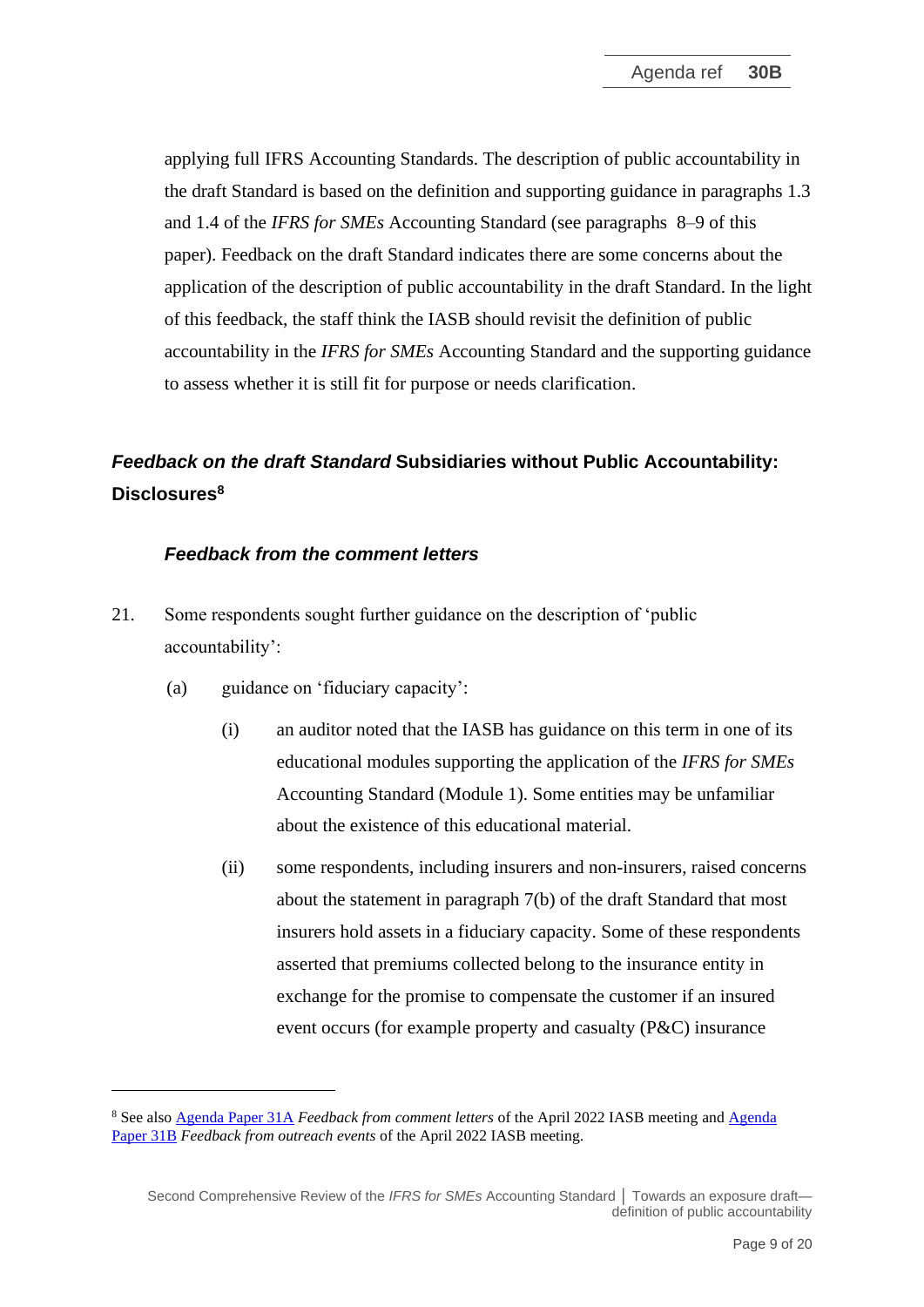applying full IFRS Accounting Standards. The description of public accountability in the draft Standard is based on the definition and supporting guidance in paragraphs 1.3 and 1.4 of the *IFRS for SMEs* Accounting Standard (see paragraphs 8–9 of this paper). Feedback on the draft Standard indicates there are some concerns about the application of the description of public accountability in the draft Standard. In the light of this feedback, the staff think the IASB should revisit the definition of public accountability in the *IFRS for SMEs* Accounting Standard and the supporting guidance to assess whether it is still fit for purpose or needs clarification.

## *Feedback on the draft Standard* Subsidiaries without Public Accountability: Disclosures[8]

### *Feedback from the comment letters*

21. Some respondents sought further guidance on the description of 'public accountability':

   (a) guidance on 'fiduciary capacity':

      (i) an auditor noted that the IASB has guidance on this term in one of its educational modules supporting the application of the *IFRS for SMEs* Accounting Standard (Module 1). Some entities may be unfamiliar about the existence of this educational material.

      (ii) some respondents, including insurers and non-insurers, raised concerns about the statement in paragraph 7(b) of the draft Standard that most insurers hold assets in a fiduciary capacity. Some of these respondents asserted that premiums collected belong to the insurance entity in exchange for the promise to compensate the customer if an insured event occurs (for example property and casualty (P&C) insurance

[8] See also Agenda Paper 31A *Feedback from comment letters* of the April 2022 IASB meeting and Agenda Paper 31B *Feedback from outreach events* of the April 2022 IASB meeting.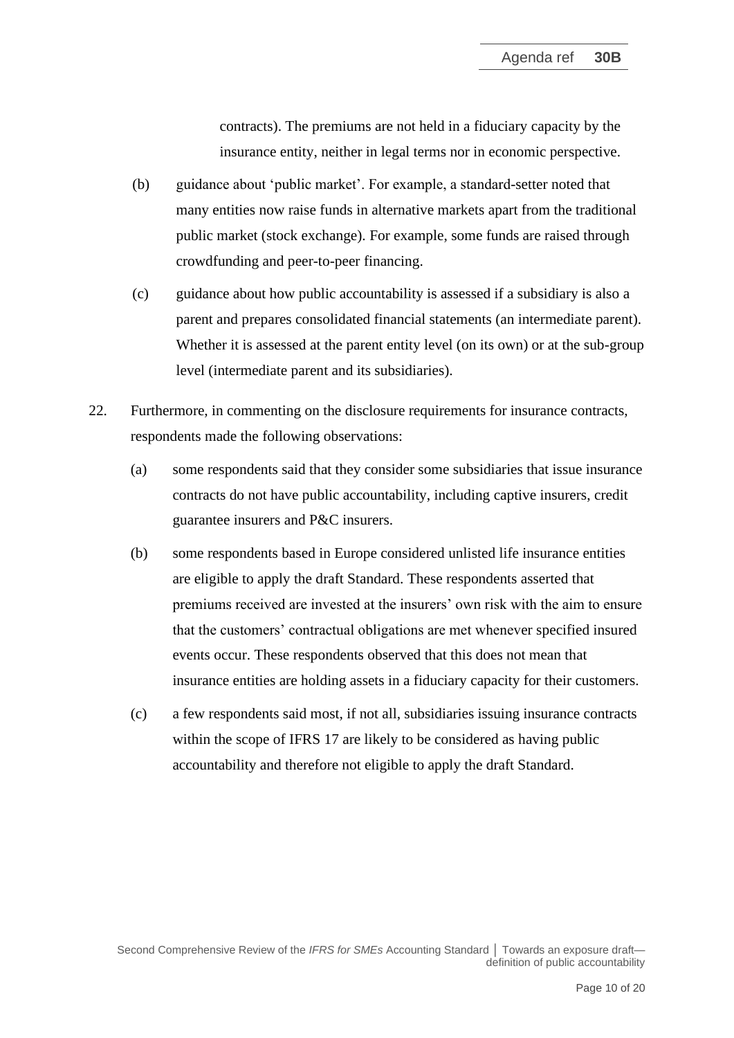contracts). The premiums are not held in a fiduciary capacity by the insurance entity, neither in legal terms nor in economic perspective.

(b) guidance about 'public market'. For example, a standard-setter noted that many entities now raise funds in alternative markets apart from the traditional public market (stock exchange). For example, some funds are raised through crowdfunding and peer-to-peer financing.

(c) guidance about how public accountability is assessed if a subsidiary is also a parent and prepares consolidated financial statements (an intermediate parent). Whether it is assessed at the parent entity level (on its own) or at the sub-group level (intermediate parent and its subsidiaries).

22. Furthermore, in commenting on the disclosure requirements for insurance contracts, respondents made the following observations:

(a) some respondents said that they consider some subsidiaries that issue insurance contracts do not have public accountability, including captive insurers, credit guarantee insurers and P&C insurers.

(b) some respondents based in Europe considered unlisted life insurance entities are eligible to apply the draft Standard. These respondents asserted that premiums received are invested at the insurers' own risk with the aim to ensure that the customers' contractual obligations are met whenever specified insured events occur. These respondents observed that this does not mean that insurance entities are holding assets in a fiduciary capacity for their customers.

(c) a few respondents said most, if not all, subsidiaries issuing insurance contracts within the scope of IFRS 17 are likely to be considered as having public accountability and therefore not eligible to apply the draft Standard.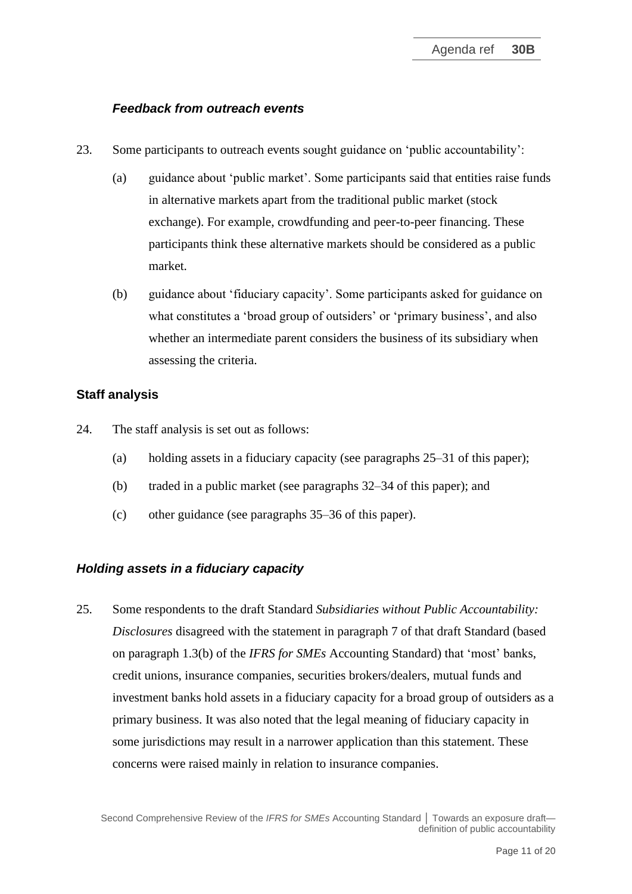### *Feedback from outreach events*

23. Some participants to outreach events sought guidance on 'public accountability':

    (a) guidance about 'public market'. Some participants said that entities raise funds in alternative markets apart from the traditional public market (stock exchange). For example, crowdfunding and peer-to-peer financing. These participants think these alternative markets should be considered as a public market.

    (b) guidance about 'fiduciary capacity'. Some participants asked for guidance on what constitutes a 'broad group of outsiders' or 'primary business', and also whether an intermediate parent considers the business of its subsidiary when assessing the criteria.

## Staff analysis

24. The staff analysis is set out as follows:

    (a) holding assets in a fiduciary capacity (see paragraphs 25–31 of this paper);

    (b) traded in a public market (see paragraphs 32–34 of this paper); and

    (c) other guidance (see paragraphs 35–36 of this paper).

### *Holding assets in a fiduciary capacity*

25. Some respondents to the draft Standard *Subsidiaries without Public Accountability: Disclosures* disagreed with the statement in paragraph 7 of that draft Standard (based on paragraph 1.3(b) of the *IFRS for SMEs* Accounting Standard) that 'most' banks, credit unions, insurance companies, securities brokers/dealers, mutual funds and investment banks hold assets in a fiduciary capacity for a broad group of outsiders as a primary business. It was also noted that the legal meaning of fiduciary capacity in some jurisdictions may result in a narrower application than this statement. These concerns were raised mainly in relation to insurance companies.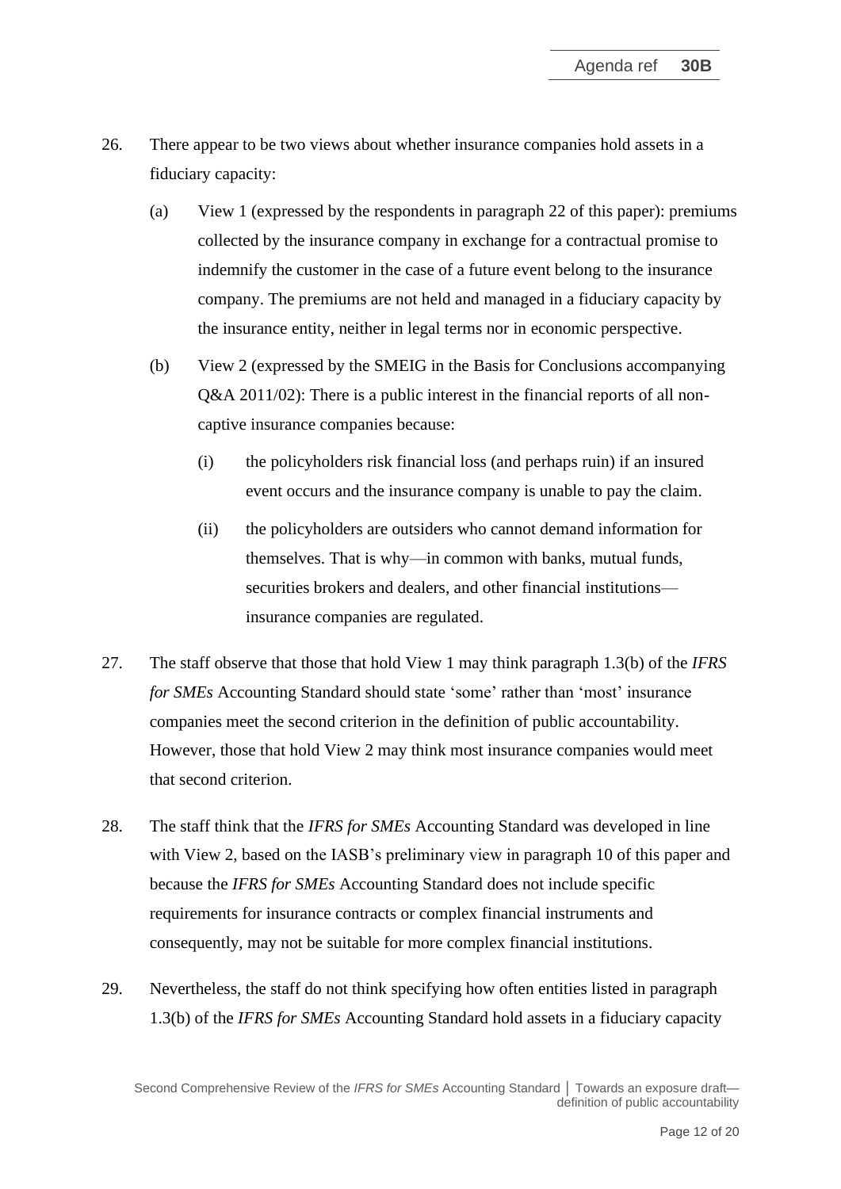26. There appear to be two views about whether insurance companies hold assets in a fiduciary capacity:

    (a) View 1 (expressed by the respondents in paragraph 22 of this paper): premiums collected by the insurance company in exchange for a contractual promise to indemnify the customer in the case of a future event belong to the insurance company. The premiums are not held and managed in a fiduciary capacity by the insurance entity, neither in legal terms nor in economic perspective.

    (b) View 2 (expressed by the SMEIG in the Basis for Conclusions accompanying Q&A 2011/02): There is a public interest in the financial reports of all non-captive insurance companies because:

        (i) the policyholders risk financial loss (and perhaps ruin) if an insured event occurs and the insurance company is unable to pay the claim.

        (ii) the policyholders are outsiders who cannot demand information for themselves. That is why—in common with banks, mutual funds, securities brokers and dealers, and other financial institutions—insurance companies are regulated.

27. The staff observe that those that hold View 1 may think paragraph 1.3(b) of the *IFRS for SMEs* Accounting Standard should state 'some' rather than 'most' insurance companies meet the second criterion in the definition of public accountability. However, those that hold View 2 may think most insurance companies would meet that second criterion.

28. The staff think that the *IFRS for SMEs* Accounting Standard was developed in line with View 2, based on the IASB's preliminary view in paragraph 10 of this paper and because the *IFRS for SMEs* Accounting Standard does not include specific requirements for insurance contracts or complex financial instruments and consequently, may not be suitable for more complex financial institutions.

29. Nevertheless, the staff do not think specifying how often entities listed in paragraph 1.3(b) of the *IFRS for SMEs* Accounting Standard hold assets in a fiduciary capacity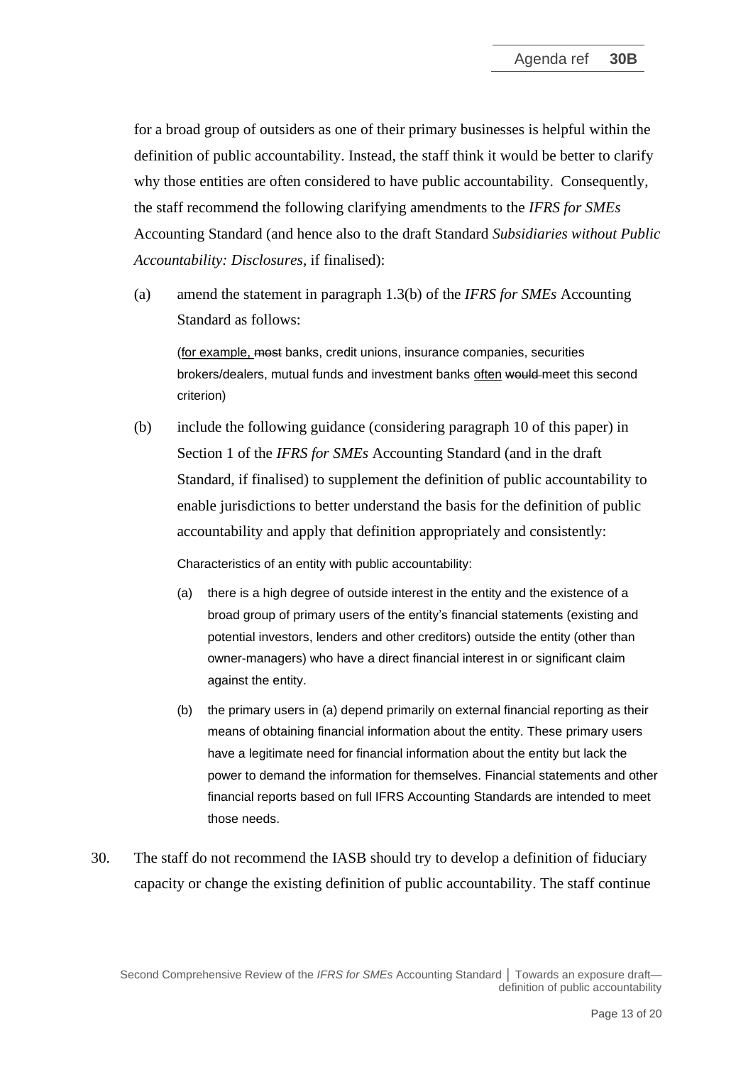for a broad group of outsiders as one of their primary businesses is helpful within the definition of public accountability. Instead, the staff think it would be better to clarify why those entities are often considered to have public accountability. Consequently, the staff recommend the following clarifying amendments to the *IFRS for SMEs* Accounting Standard (and hence also to the draft Standard *Subsidiaries without Public Accountability: Disclosures*, if finalised):

(a) amend the statement in paragraph 1.3(b) of the *IFRS for SMEs* Accounting Standard as follows:

> (<u>for example,</u> ~~most~~ banks, credit unions, insurance companies, securities brokers/dealers, mutual funds and investment banks <u>often</u> ~~would~~ meet this second criterion)

(b) include the following guidance (considering paragraph 10 of this paper) in Section 1 of the *IFRS for SMEs* Accounting Standard (and in the draft Standard, if finalised) to supplement the definition of public accountability to enable jurisdictions to better understand the basis for the definition of public accountability and apply that definition appropriately and consistently:

> Characteristics of an entity with public accountability:
>
> (a) there is a high degree of outside interest in the entity and the existence of a broad group of primary users of the entity's financial statements (existing and potential investors, lenders and other creditors) outside the entity (other than owner-managers) who have a direct financial interest in or significant claim against the entity.
>
> (b) the primary users in (a) depend primarily on external financial reporting as their means of obtaining financial information about the entity. These primary users have a legitimate need for financial information about the entity but lack the power to demand the information for themselves. Financial statements and other financial reports based on full IFRS Accounting Standards are intended to meet those needs.

30. The staff do not recommend the IASB should try to develop a definition of fiduciary capacity or change the existing definition of public accountability. The staff continue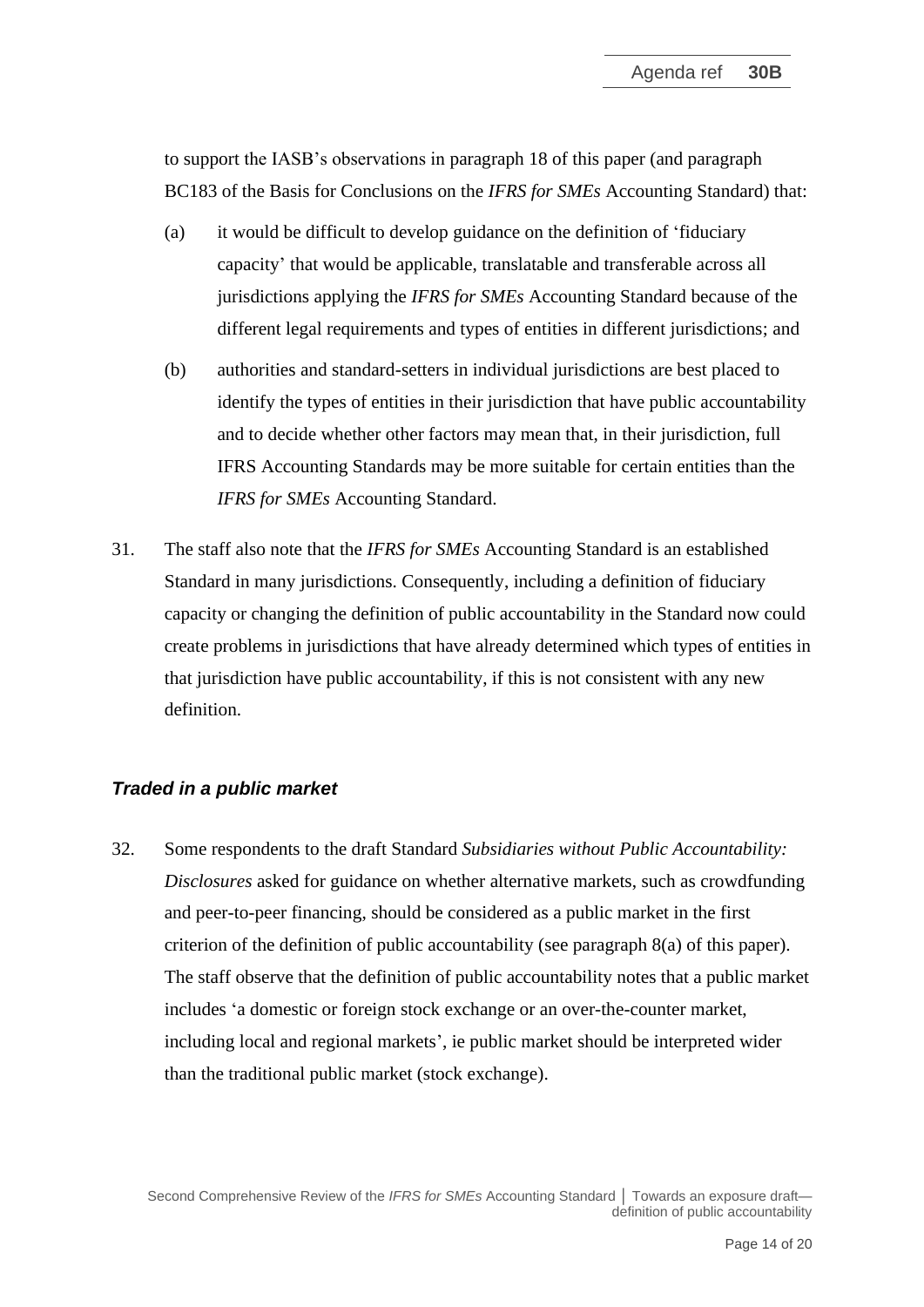to support the IASB's observations in paragraph 18 of this paper (and paragraph BC183 of the Basis for Conclusions on the *IFRS for SMEs* Accounting Standard) that:

(a) it would be difficult to develop guidance on the definition of 'fiduciary capacity' that would be applicable, translatable and transferable across all jurisdictions applying the *IFRS for SMEs* Accounting Standard because of the different legal requirements and types of entities in different jurisdictions; and

(b) authorities and standard-setters in individual jurisdictions are best placed to identify the types of entities in their jurisdiction that have public accountability and to decide whether other factors may mean that, in their jurisdiction, full IFRS Accounting Standards may be more suitable for certain entities than the *IFRS for SMEs* Accounting Standard.

31. The staff also note that the *IFRS for SMEs* Accounting Standard is an established Standard in many jurisdictions. Consequently, including a definition of fiduciary capacity or changing the definition of public accountability in the Standard now could create problems in jurisdictions that have already determined which types of entities in that jurisdiction have public accountability, if this is not consistent with any new definition.

### *Traded in a public market*

32. Some respondents to the draft Standard *Subsidiaries without Public Accountability: Disclosures* asked for guidance on whether alternative markets, such as crowdfunding and peer-to-peer financing, should be considered as a public market in the first criterion of the definition of public accountability (see paragraph 8(a) of this paper). The staff observe that the definition of public accountability notes that a public market includes 'a domestic or foreign stock exchange or an over-the-counter market, including local and regional markets', ie public market should be interpreted wider than the traditional public market (stock exchange).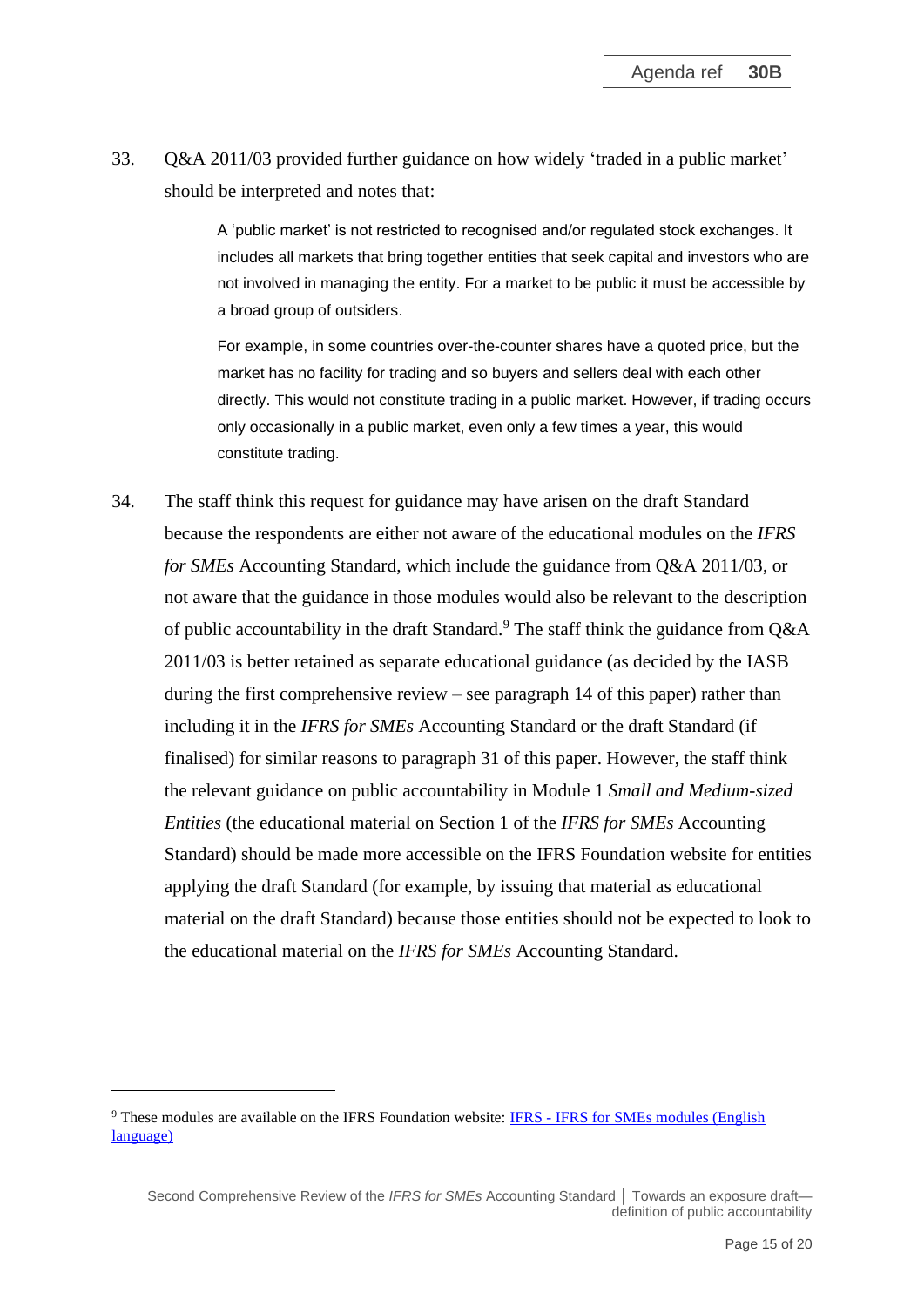33. Q&A 2011/03 provided further guidance on how widely 'traded in a public market' should be interpreted and notes that:

> A 'public market' is not restricted to recognised and/or regulated stock exchanges. It includes all markets that bring together entities that seek capital and investors who are not involved in managing the entity. For a market to be public it must be accessible by a broad group of outsiders.
>
> For example, in some countries over-the-counter shares have a quoted price, but the market has no facility for trading and so buyers and sellers deal with each other directly. This would not constitute trading in a public market. However, if trading occurs only occasionally in a public market, even only a few times a year, this would constitute trading.

34. The staff think this request for guidance may have arisen on the draft Standard because the respondents are either not aware of the educational modules on the *IFRS for SMEs* Accounting Standard, which include the guidance from Q&A 2011/03, or not aware that the guidance in those modules would also be relevant to the description of public accountability in the draft Standard.[9] The staff think the guidance from Q&A 2011/03 is better retained as separate educational guidance (as decided by the IASB during the first comprehensive review – see paragraph 14 of this paper) rather than including it in the *IFRS for SMEs* Accounting Standard or the draft Standard (if finalised) for similar reasons to paragraph 31 of this paper. However, the staff think the relevant guidance on public accountability in Module 1 *Small and Medium-sized Entities* (the educational material on Section 1 of the *IFRS for SMEs* Accounting Standard) should be made more accessible on the IFRS Foundation website for entities applying the draft Standard (for example, by issuing that material as educational material on the draft Standard) because those entities should not be expected to look to the educational material on the *IFRS for SMEs* Accounting Standard.

---

[9] These modules are available on the IFRS Foundation website: IFRS - IFRS for SMEs modules (English language)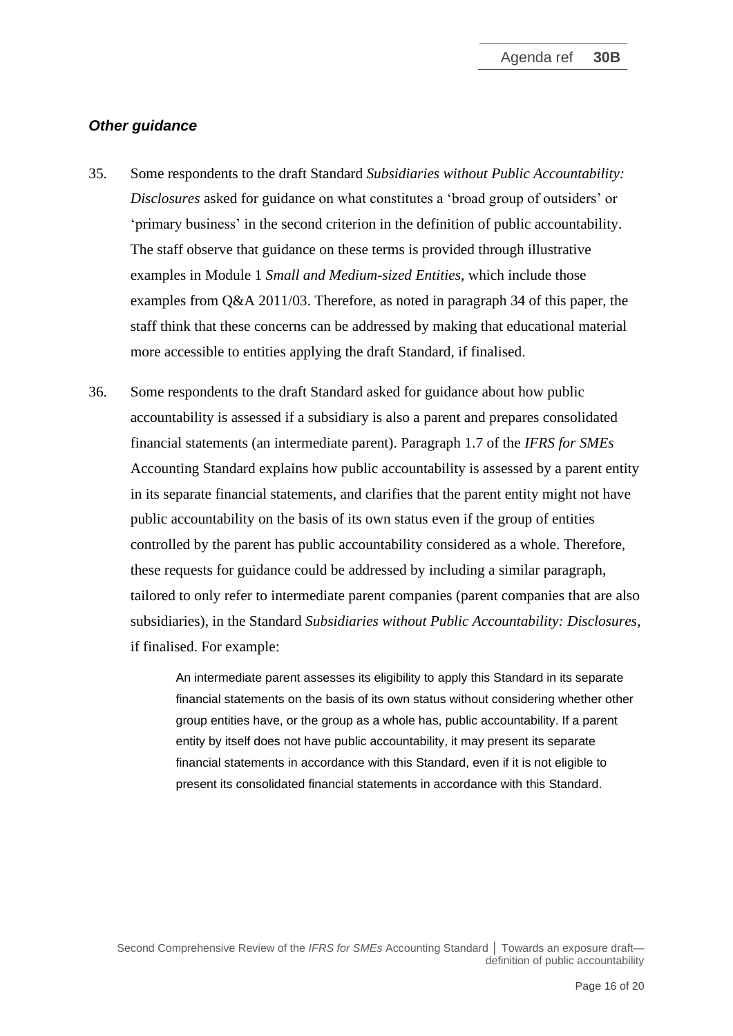### *Other guidance*

35. Some respondents to the draft Standard *Subsidiaries without Public Accountability: Disclosures* asked for guidance on what constitutes a 'broad group of outsiders' or 'primary business' in the second criterion in the definition of public accountability. The staff observe that guidance on these terms is provided through illustrative examples in Module 1 *Small and Medium-sized Entities*, which include those examples from Q&A 2011/03. Therefore, as noted in paragraph 34 of this paper, the staff think that these concerns can be addressed by making that educational material more accessible to entities applying the draft Standard, if finalised.

36. Some respondents to the draft Standard asked for guidance about how public accountability is assessed if a subsidiary is also a parent and prepares consolidated financial statements (an intermediate parent). Paragraph 1.7 of the *IFRS for SMEs* Accounting Standard explains how public accountability is assessed by a parent entity in its separate financial statements, and clarifies that the parent entity might not have public accountability on the basis of its own status even if the group of entities controlled by the parent has public accountability considered as a whole. Therefore, these requests for guidance could be addressed by including a similar paragraph, tailored to only refer to intermediate parent companies (parent companies that are also subsidiaries), in the Standard *Subsidiaries without Public Accountability: Disclosures*, if finalised. For example:

> An intermediate parent assesses its eligibility to apply this Standard in its separate financial statements on the basis of its own status without considering whether other group entities have, or the group as a whole has, public accountability. If a parent entity by itself does not have public accountability, it may present its separate financial statements in accordance with this Standard, even if it is not eligible to present its consolidated financial statements in accordance with this Standard.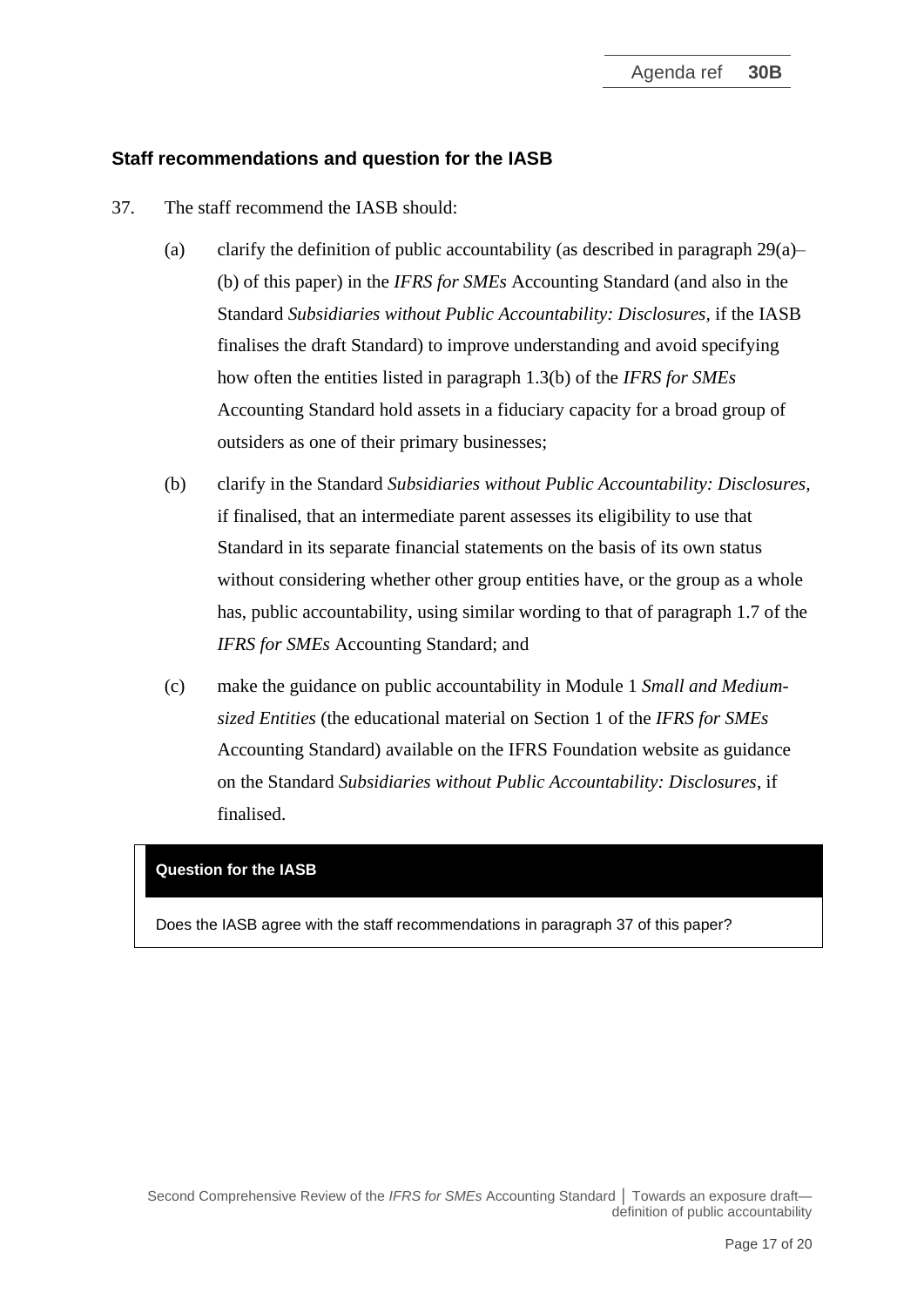## Staff recommendations and question for the IASB

37. The staff recommend the IASB should:

    (a) clarify the definition of public accountability (as described in paragraph 29(a)–(b) of this paper) in the *IFRS for SMEs* Accounting Standard (and also in the Standard *Subsidiaries without Public Accountability: Disclosures*, if the IASB finalises the draft Standard) to improve understanding and avoid specifying how often the entities listed in paragraph 1.3(b) of the *IFRS for SMEs* Accounting Standard hold assets in a fiduciary capacity for a broad group of outsiders as one of their primary businesses;

    (b) clarify in the Standard *Subsidiaries without Public Accountability: Disclosures*, if finalised, that an intermediate parent assesses its eligibility to use that Standard in its separate financial statements on the basis of its own status without considering whether other group entities have, or the group as a whole has, public accountability, using similar wording to that of paragraph 1.7 of the *IFRS for SMEs* Accounting Standard; and

    (c) make the guidance on public accountability in Module 1 *Small and Medium-sized Entities* (the educational material on Section 1 of the *IFRS for SMEs* Accounting Standard) available on the IFRS Foundation website as guidance on the Standard *Subsidiaries without Public Accountability: Disclosures*, if finalised.

**Question for the IASB**

Does the IASB agree with the staff recommendations in paragraph 37 of this paper?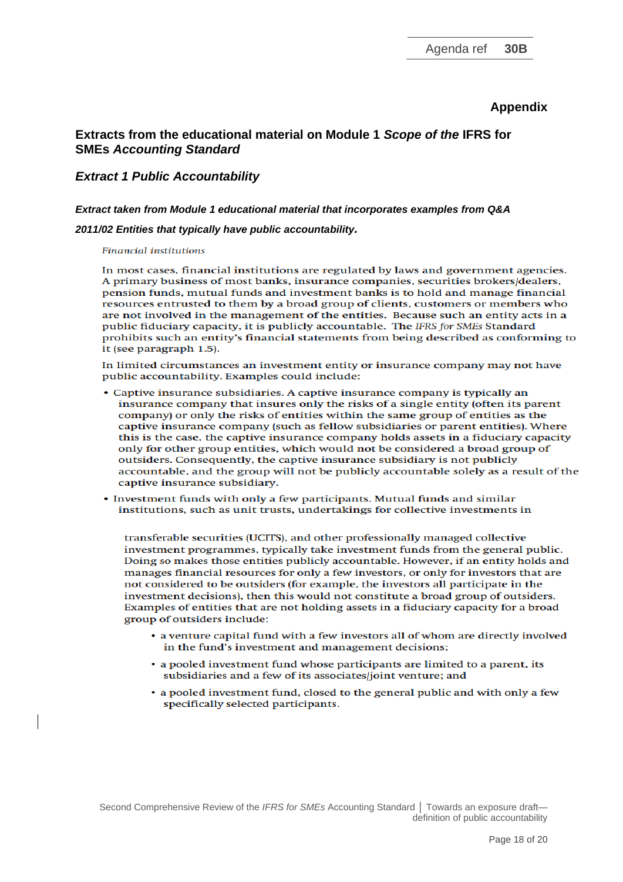## Appendix

## Extracts from the educational material on Module 1 *Scope of the* IFRS for SMEs *Accounting Standard*

### *Extract 1 Public Accountability*

***Extract taken from Module 1 educational material that incorporates examples from Q&A 2011/02 Entities that typically have public accountability.***

*Financial institutions*

In most cases, financial institutions are regulated by laws and government agencies. A primary business of most banks, insurance companies, securities brokers/dealers, pension funds, mutual funds and investment banks is to hold and manage financial resources entrusted to them by a broad group of clients, customers or members who are not involved in the management of the entities. Because such an entity acts in a public fiduciary capacity, it is publicly accountable. The *IFRS for SMEs* Standard prohibits such an entity's financial statements from being described as conforming to it (see paragraph 1.5).

In limited circumstances an investment entity or insurance company may not have public accountability. Examples could include:

- Captive insurance subsidiaries. A captive insurance company is typically an insurance company that insures only the risks of a single entity (often its parent company) or only the risks of entities within the same group of entities as the captive insurance company (such as fellow subsidiaries or parent entities). Where this is the case, the captive insurance company holds assets in a fiduciary capacity only for other group entities, which would not be considered a broad group of outsiders. Consequently, the captive insurance subsidiary is not publicly accountable, and the group will not be publicly accountable solely as a result of the captive insurance subsidiary.
- Investment funds with only a few participants. Mutual funds and similar institutions, such as unit trusts, undertakings for collective investments in transferable securities (UCITS), and other professionally managed collective investment programmes, typically take investment funds from the general public. Doing so makes those entities publicly accountable. However, if an entity holds and manages financial resources for only a few investors, or only for investors that are not considered to be outsiders (for example, the investors all participate in the investment decisions), then this would not constitute a broad group of outsiders. Examples of entities that are not holding assets in a fiduciary capacity for a broad group of outsiders include:
  - a venture capital fund with a few investors all of whom are directly involved in the fund's investment and management decisions;
  - a pooled investment fund whose participants are limited to a parent, its subsidiaries and a few of its associates/joint venture; and
  - a pooled investment fund, closed to the general public and with only a few specifically selected participants.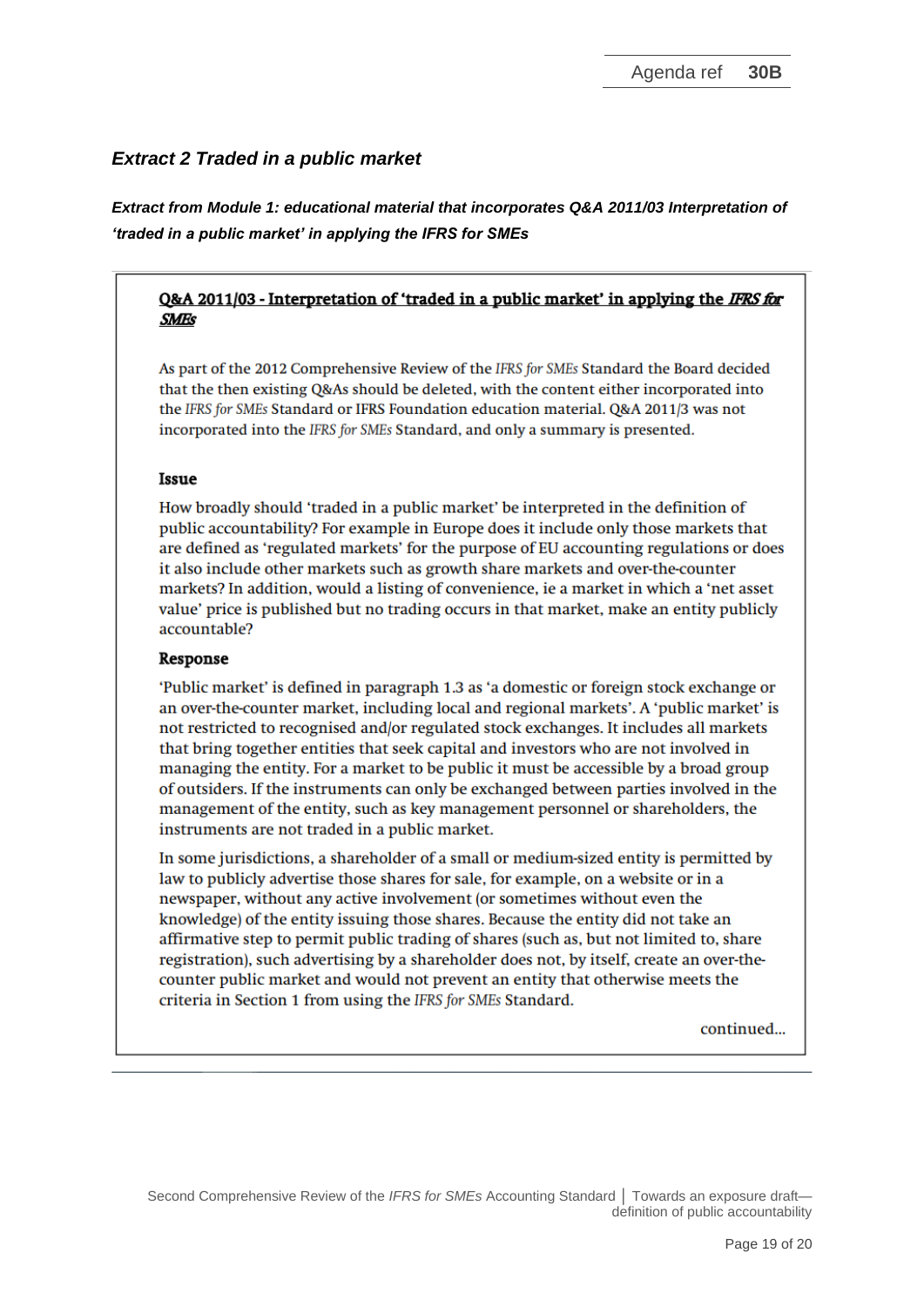### *Extract 2 Traded in a public market*

***Extract from Module 1: educational material that incorporates Q&A 2011/03 Interpretation of 'traded in a public market' in applying the IFRS for SMEs***

**Q&A 2011/03 - Interpretation of 'traded in a public market' in applying the *IFRS for SMEs***

As part of the 2012 Comprehensive Review of the *IFRS for SMEs* Standard the Board decided that the then existing Q&As should be deleted, with the content either incorporated into the *IFRS for SMEs* Standard or IFRS Foundation education material. Q&A 2011/3 was not incorporated into the *IFRS for SMEs* Standard, and only a summary is presented.

**Issue**

How broadly should 'traded in a public market' be interpreted in the definition of public accountability? For example in Europe does it include only those markets that are defined as 'regulated markets' for the purpose of EU accounting regulations or does it also include other markets such as growth share markets and over-the-counter markets? In addition, would a listing of convenience, ie a market in which a 'net asset value' price is published but no trading occurs in that market, make an entity publicly accountable?

**Response**

'Public market' is defined in paragraph 1.3 as 'a domestic or foreign stock exchange or an over-the-counter market, including local and regional markets'. A 'public market' is not restricted to recognised and/or regulated stock exchanges. It includes all markets that bring together entities that seek capital and investors who are not involved in managing the entity. For a market to be public it must be accessible by a broad group of outsiders. If the instruments can only be exchanged between parties involved in the management of the entity, such as key management personnel or shareholders, the instruments are not traded in a public market.

In some jurisdictions, a shareholder of a small or medium-sized entity is permitted by law to publicly advertise those shares for sale, for example, on a website or in a newspaper, without any active involvement (or sometimes without even the knowledge) of the entity issuing those shares. Because the entity did not take an affirmative step to permit public trading of shares (such as, but not limited to, share registration), such advertising by a shareholder does not, by itself, create an over-the-counter public market and would not prevent an entity that otherwise meets the criteria in Section 1 from using the *IFRS for SMEs* Standard.

continued...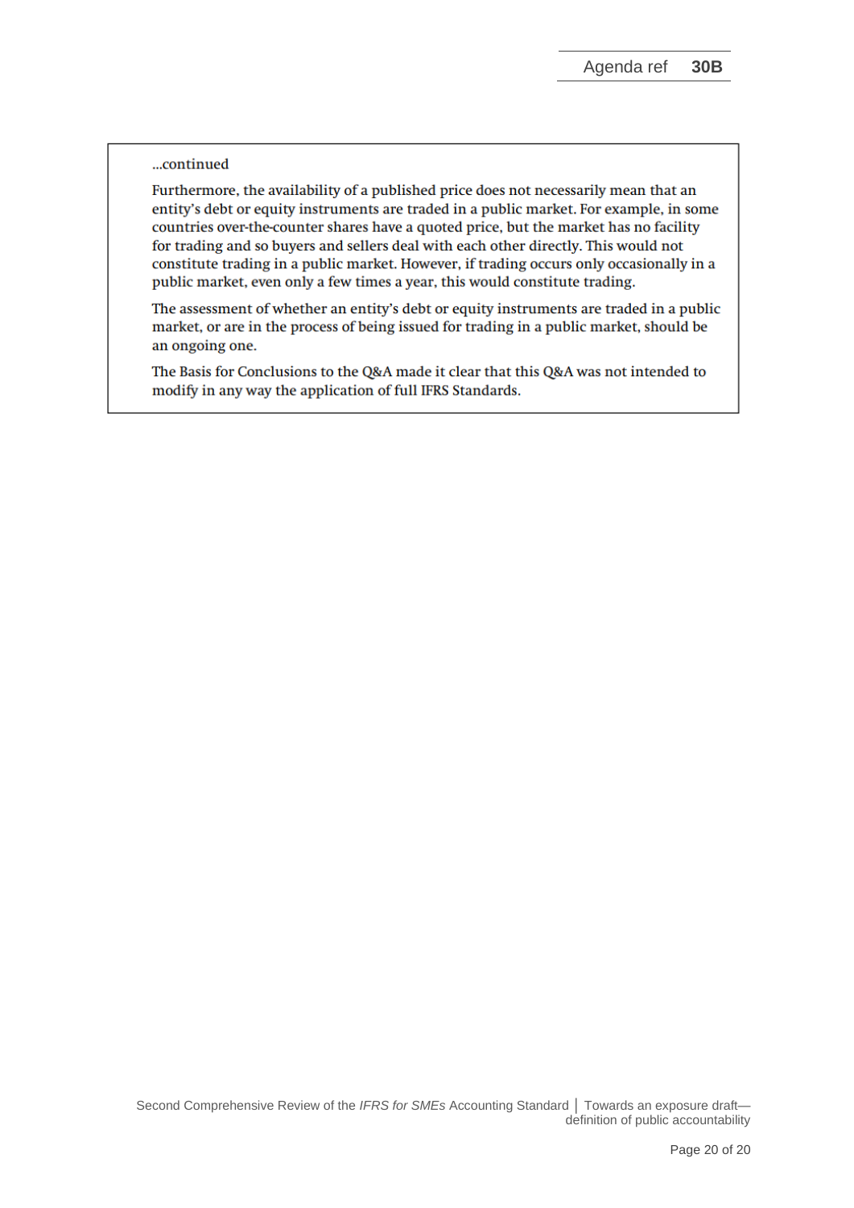...continued

Furthermore, the availability of a published price does not necessarily mean that an entity's debt or equity instruments are traded in a public market. For example, in some countries over-the-counter shares have a quoted price, but the market has no facility for trading and so buyers and sellers deal with each other directly. This would not constitute trading in a public market. However, if trading occurs only occasionally in a public market, even only a few times a year, this would constitute trading.

The assessment of whether an entity's debt or equity instruments are traded in a public market, or are in the process of being issued for trading in a public market, should be an ongoing one.

The Basis for Conclusions to the Q&A made it clear that this Q&A was not intended to modify in any way the application of full IFRS Standards.